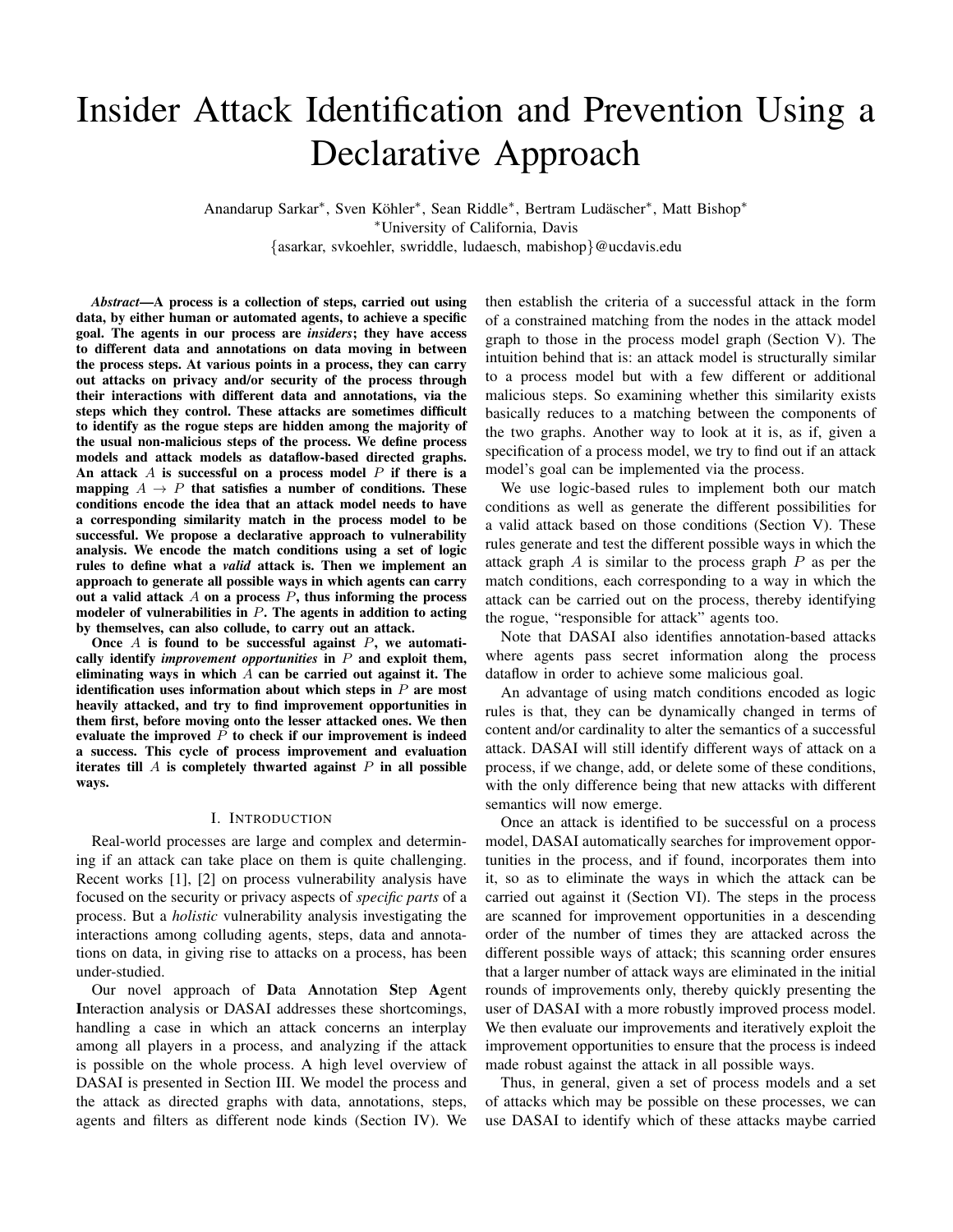# Insider Attack Identification and Prevention Using a Declarative Approach

Anandarup Sarkar[*], Sven Köhler[*], Sean Riddle[*], Bertram Ludäscher[*], Matt Bishop[*]
[*]University of California, Davis
{asarkar, svkoehler, swriddle, ludaesch, mabishop}@ucdavis.edu

***Abstract*—A process is a collection of steps, carried out using data, by either human or automated agents, to achieve a specific goal. The agents in our process are *insiders*; they have access to different data and annotations on data moving in between the process steps. At various points in a process, they can carry out attacks on privacy and/or security of the process through their interactions with different data and annotations, via the steps which they control. These attacks are sometimes difficult to identify as the rogue steps are hidden among the majority of the usual non-malicious steps of the process. We define process models and attack models as dataflow-based directed graphs. An attack $A$ is successful on a process model $P$ if there is a mapping $A \rightarrow P$ that satisfies a number of conditions. These conditions encode the idea that an attack model needs to have a corresponding similarity match in the process model to be successful. We propose a declarative approach to vulnerability analysis. We encode the match conditions using a set of logic rules to define what a *valid* attack is. Then we implement an approach to generate all possible ways in which agents can carry out a valid attack $A$ on a process $P$, thus informing the process modeler of vulnerabilities in $P$. The agents in addition to acting by themselves, can also collude, to carry out an attack.**

**Once $A$ is found to be successful against $P$, we automatically identify *improvement opportunities* in $P$ and exploit them, eliminating ways in which $A$ can be carried out against it. The identification uses information about which steps in $P$ are most heavily attacked, and try to find improvement opportunities in them first, before moving onto the lesser attacked ones. We then evaluate the improved $P$ to check if our improvement is indeed a success. This cycle of process improvement and evaluation iterates till $A$ is completely thwarted against $P$ in all possible ways.**

## I. Introduction

Real-world processes are large and complex and determining if an attack can take place on them is quite challenging. Recent works [1], [2] on process vulnerability analysis have focused on the security or privacy aspects of *specific parts* of a process. But a *holistic* vulnerability analysis investigating the interactions among colluding agents, steps, data and annotations on data, in giving rise to attacks on a process, has been under-studied.

Our novel approach of **D**ata **A**nnotation **S**tep **A**gent **I**nteraction analysis or DASAI addresses these shortcomings, handling a case in which an attack concerns an interplay among all players in a process, and analyzing if the attack is possible on the whole process. A high level overview of DASAI is presented in Section III. We model the process and the attack as directed graphs with data, annotations, steps, agents and filters as different node kinds (Section IV). We then establish the criteria of a successful attack in the form of a constrained matching from the nodes in the attack model graph to those in the process model graph (Section V). The intuition behind that is: an attack model is structurally similar to a process model but with a few different or additional malicious steps. So examining whether this similarity exists basically reduces to a matching between the components of the two graphs. Another way to look at it is, as if, given a specification of a process model, we try to find out if an attack model's goal can be implemented via the process.

We use logic-based rules to implement both our match conditions as well as generate the different possibilities for a valid attack based on those conditions (Section V). These rules generate and test the different possible ways in which the attack graph $A$ is similar to the process graph $P$ as per the match conditions, each corresponding to a way in which the attack can be carried out on the process, thereby identifying the rogue, "responsible for attack" agents too.

Note that DASAI also identifies annotation-based attacks where agents pass secret information along the process dataflow in order to achieve some malicious goal.

An advantage of using match conditions encoded as logic rules is that, they can be dynamically changed in terms of content and/or cardinality to alter the semantics of a successful attack. DASAI will still identify different ways of attack on a process, if we change, add, or delete some of these conditions, with the only difference being that new attacks with different semantics will now emerge.

Once an attack is identified to be successful on a process model, DASAI automatically searches for improvement opportunities in the process, and if found, incorporates them into it, so as to eliminate the ways in which the attack can be carried out against it (Section VI). The steps in the process are scanned for improvement opportunities in a descending order of the number of times they are attacked across the different possible ways of attack; this scanning order ensures that a larger number of attack ways are eliminated in the initial rounds of improvements only, thereby quickly presenting the user of DASAI with a more robustly improved process model. We then evaluate our improvements and iteratively exploit the improvement opportunities to ensure that the process is indeed made robust against the attack in all possible ways.

Thus, in general, given a set of process models and a set of attacks which may be possible on these processes, we can use DASAI to identify which of these attacks maybe carried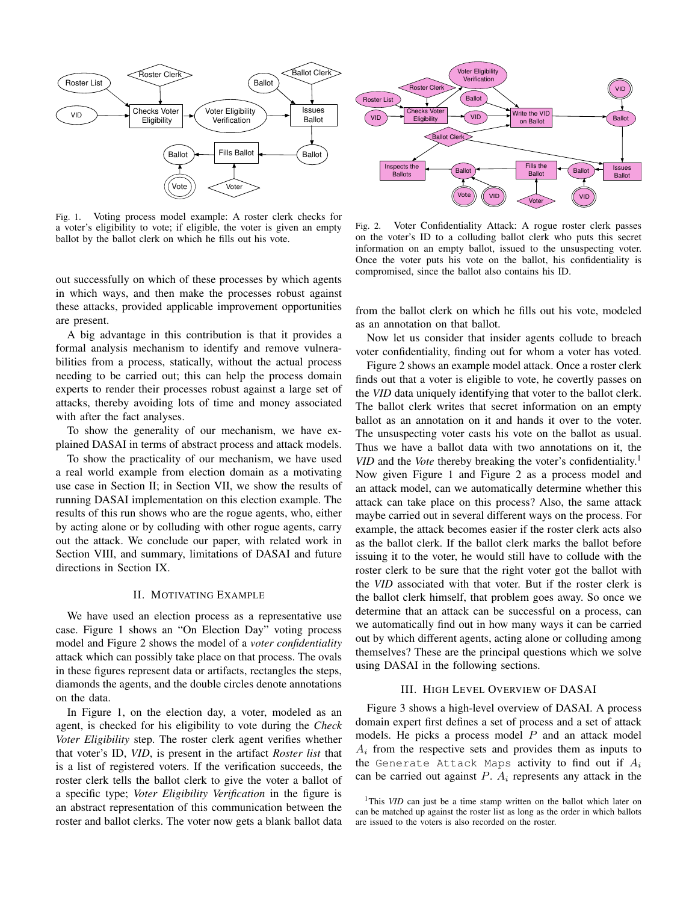Roster List

Roster Clerk

Ballot

Ballot Clerk

VID

Checks Voter Eligibility

Voter Eligibility Verification

Issues Ballot

Ballot

Fills Ballot

Ballot

Vote

Voter

Fig. 1. Voting process model example: A roster clerk checks for a voter's eligibility to vote; if eligible, the voter is given an empty ballot by the ballot clerk on which he fills out his vote.

Voter Eligibility Verification

Roster Clerk

VID

Roster List

Ballot

VID

Checks Voter Eligibility

VID

Write the VID on Ballot

Ballot

Ballot Clerk

Inspects the Ballots

Ballot

Fills the Ballot

Ballot

Issues Ballot

Vote

VID

VID

Voter

Fig. 2. Voter Confidentiality Attack: A rogue roster clerk passes on the voter's ID to a colluding ballot clerk who puts this secret information on an empty ballot, issued to the unsuspecting voter. Once the voter puts his vote on the ballot, his confidentiality is compromised, since the ballot also contains his ID.

out successfully on which of these processes by which agents in which ways, and then make the processes robust against these attacks, provided applicable improvement opportunities are present.

A big advantage in this contribution is that it provides a formal analysis mechanism to identify and remove vulnerabilities from a process, statically, without the actual process needing to be carried out; this can help the process domain experts to render their processes robust against a large set of attacks, thereby avoiding lots of time and money associated with after the fact analyses.

To show the generality of our mechanism, we have explained DASAI in terms of abstract process and attack models.

To show the practicality of our mechanism, we have used a real world example from election domain as a motivating use case in Section II; in Section VII, we show the results of running DASAI implementation on this election example. The results of this run shows who are the rogue agents, who, either by acting alone or by colluding with other rogue agents, carry out the attack. We conclude our paper, with related work in Section VIII, and summary, limitations of DASAI and future directions in Section IX.

## II. Motivating Example

We have used an election process as a representative use case. Figure 1 shows an "On Election Day" voting process model and Figure 2 shows the model of a *voter confidentiality* attack which can possibly take place on that process. The ovals in these figures represent data or artifacts, rectangles the steps, diamonds the agents, and the double circles denote annotations on the data.

In Figure 1, on the election day, a voter, modeled as an agent, is checked for his eligibility to vote during the *Check Voter Eligibility* step. The roster clerk agent verifies whether that voter's ID, *VID*, is present in the artifact *Roster list* that is a list of registered voters. If the verification succeeds, the roster clerk tells the ballot clerk to give the voter a ballot of a specific type; *Voter Eligibility Verification* in the figure is an abstract representation of this communication between the roster and ballot clerks. The voter now gets a blank ballot data from the ballot clerk on which he fills out his vote, modeled as an annotation on that ballot.

Now let us consider that insider agents collude to breach voter confidentiality, finding out for whom a voter has voted.

Figure 2 shows an example model attack. Once a roster clerk finds out that a voter is eligible to vote, he covertly passes on the *VID* data uniquely identifying that voter to the ballot clerk. The ballot clerk writes that secret information on an empty ballot as an annotation on it and hands it over to the voter. The unsuspecting voter casts his vote on the ballot as usual. Thus we have a ballot data with two annotations on it, the *VID* and the *Vote* thereby breaking the voter's confidentiality.[1] Now given Figure 1 and Figure 2 as a process model and an attack model, can we automatically determine whether this attack can take place on this process? Also, the same attack maybe carried out in several different ways on the process. For example, the attack becomes easier if the roster clerk acts also as the ballot clerk. If the ballot clerk marks the ballot before issuing it to the voter, he would still have to collude with the roster clerk to be sure that the right voter got the ballot with the *VID* associated with that voter. But if the roster clerk is the ballot clerk himself, that problem goes away. So once we determine that an attack can be successful on a process, can we automatically find out in how many ways it can be carried out by which different agents, acting alone or colluding among themselves? These are the principal questions which we solve using DASAI in the following sections.

## III. High Level Overview of DASAI

Figure 3 shows a high-level overview of DASAI. A process domain expert first defines a set of process and a set of attack models. He picks a process model $P$ and an attack model $A_i$ from the respective sets and provides them as inputs to the `Generate Attack Maps` activity to find out if $A_i$ can be carried out against $P$. $A_i$ represents any attack in the

[1] This *VID* can just be a time stamp written on the ballot which later on can be matched up against the roster list as long as the order in which ballots are issued to the voters is also recorded on the roster.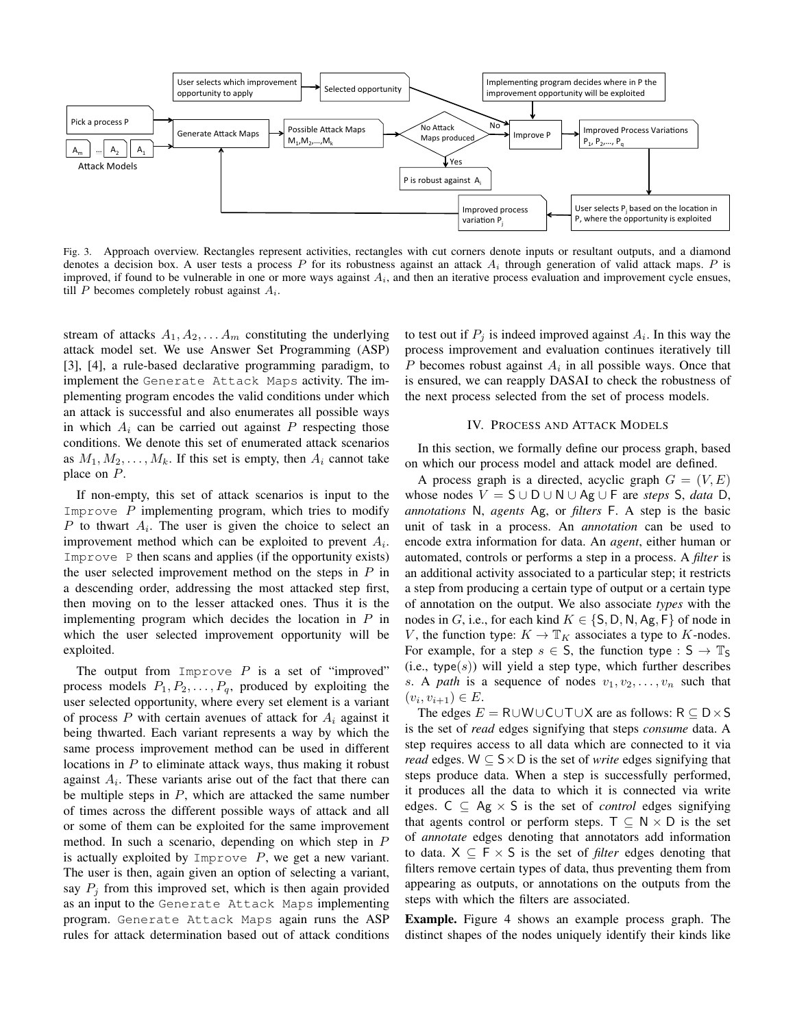Fig. 3. Approach overview. Rectangles represent activities, rectangles with cut corners denote inputs or resultant outputs, and a diamond denotes a decision box. A user tests a process $P$ for its robustness against an attack $A_i$ through generation of valid attack maps. $P$ is improved, if found to be vulnerable in one or more ways against $A_i$, and then an iterative process evaluation and improvement cycle ensues, till $P$ becomes completely robust against $A_i$.

stream of attacks $A_1, A_2, \ldots A_m$ constituting the underlying attack model set. We use Answer Set Programming (ASP) [3], [4], a rule-based declarative programming paradigm, to implement the `Generate Attack Maps` activity. The implementing program encodes the valid conditions under which an attack is successful and also enumerates all possible ways in which $A_i$ can be carried out against $P$ respecting those conditions. We denote this set of enumerated attack scenarios as $M_1, M_2, \ldots, M_k$. If this set is empty, then $A_i$ cannot take place on $P$.

If non-empty, this set of attack scenarios is input to the `Improve P` implementing program, which tries to modify $P$ to thwart $A_i$. The user is given the choice to select an improvement method which can be exploited to prevent $A_i$. `Improve P` then scans and applies (if the opportunity exists) the user selected improvement method on the steps in $P$ in a descending order, addressing the most attacked step first, then moving on to the lesser attacked ones. Thus it is the implementing program which decides the location in $P$ in which the user selected improvement opportunity will be exploited.

The output from `Improve P` is a set of "improved" process models $P_1, P_2, \ldots, P_q$, produced by exploiting the user selected opportunity, where every set element is a variant of process $P$ with certain avenues of attack for $A_i$ against it being thwarted. Each variant represents a way by which the same process improvement method can be used in different locations in $P$ to eliminate attack ways, thus making it robust against $A_i$. These variants arise out of the fact that there can be multiple steps in $P$, which are attacked the same number of times across the different possible ways of attack and all or some of them can be exploited for the same improvement method. In such a scenario, depending on which step in $P$ is actually exploited by `Improve P`, we get a new variant. The user is then, again given an option of selecting a variant, say $P_j$ from this improved set, which is then again provided as an input to the `Generate Attack Maps` implementing program. `Generate Attack Maps` again runs the ASP rules for attack determination based out of attack conditions to test out if $P_j$ is indeed improved against $A_i$. In this way the process improvement and evaluation continues iteratively till $P$ becomes robust against $A_i$ in all possible ways. Once that is ensured, we can reapply DASAI to check the robustness of the next process selected from the set of process models.

## IV. Process and Attack Models

In this section, we formally define our process graph, based on which our process model and attack model are defined.

A process graph is a directed, acyclic graph $G = (V, E)$ whose nodes $V = \mathsf{S} \cup \mathsf{D} \cup \mathsf{N} \cup \mathsf{Ag} \cup \mathsf{F}$ are *steps* $\mathsf{S}$, *data* $\mathsf{D}$, *annotations* $\mathsf{N}$, *agents* $\mathsf{Ag}$, or *filters* $\mathsf{F}$. A step is the basic unit of task in a process. An *annotation* can be used to encode extra information for data. An *agent*, either human or automated, controls or performs a step in a process. A *filter* is an additional activity associated to a particular step; it restricts a step from producing a certain type of output or a certain type of annotation on the output. We also associate *types* with the nodes in $G$, i.e., for each kind $K \in \{\mathsf{S}, \mathsf{D}, \mathsf{N}, \mathsf{Ag}, \mathsf{F}\}$ of node in $V$, the function type: $K \to \mathbb{T}_K$ associates a type to $K$-nodes. For example, for a step $s \in \mathsf{S}$, the function $\mathsf{type} : \mathsf{S} \to \mathbb{T}_\mathsf{S}$ (i.e., $\mathsf{type}(s)$) will yield a step type, which further describes $s$. A *path* is a sequence of nodes $v_1, v_2, \ldots, v_n$ such that $(v_i, v_{i+1}) \in E$.

The edges $E = \mathsf{R} \cup \mathsf{W} \cup \mathsf{C} \cup \mathsf{T} \cup \mathsf{X}$ are as follows: $\mathsf{R} \subseteq \mathsf{D} \times \mathsf{S}$ is the set of *read* edges signifying that steps *consume* data. A step requires access to all data which are connected to it via *read* edges. $\mathsf{W} \subseteq \mathsf{S} \times \mathsf{D}$ is the set of *write* edges signifying that steps produce data. When a step is successfully performed, it produces all the data to which it is connected via write edges. $\mathsf{C} \subseteq \mathsf{Ag} \times \mathsf{S}$ is the set of *control* edges signifying that agents control or perform steps. $\mathsf{T} \subseteq \mathsf{N} \times \mathsf{D}$ is the set of *annotate* edges denoting that annotators add information to data. $\mathsf{X} \subseteq \mathsf{F} \times \mathsf{S}$ is the set of *filter* edges denoting that filters remove certain types of data, thus preventing them from appearing as outputs, or annotations on the outputs from the steps with which the filters are associated.

**Example.** Figure 4 shows an example process graph. The distinct shapes of the nodes uniquely identify their kinds like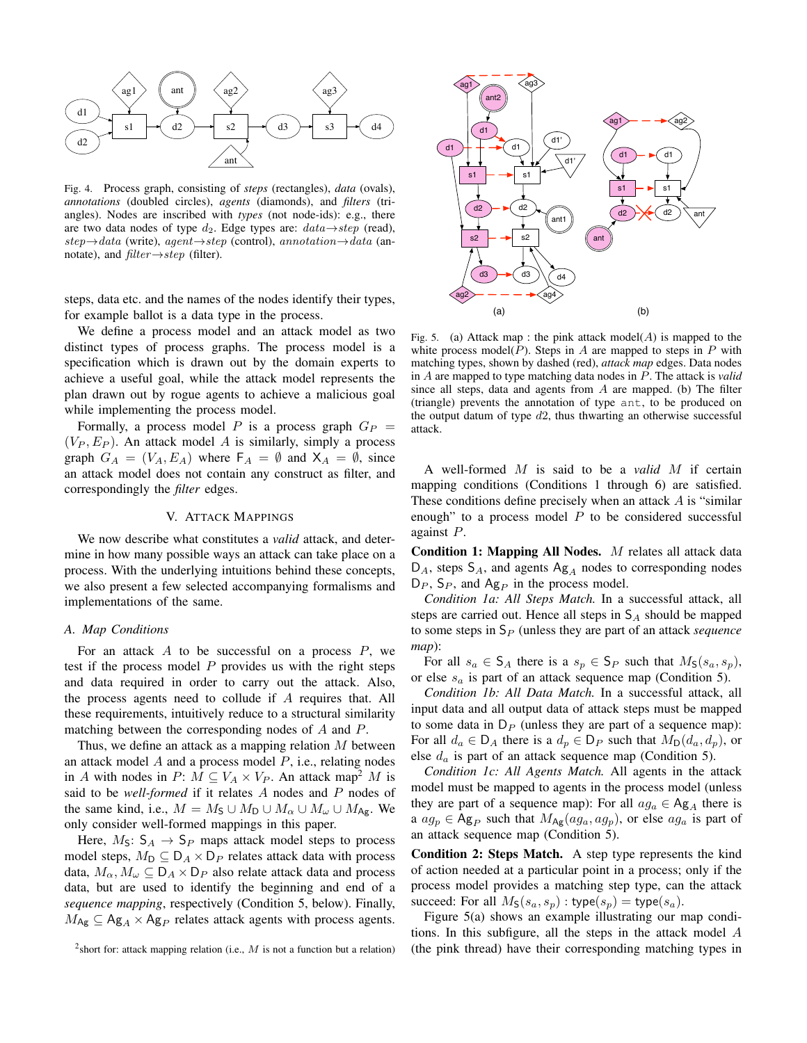Fig. 4. Process graph, consisting of *steps* (rectangles), *data* (ovals), *annotations* (doubled circles), *agents* (diamonds), and *filters* (triangles). Nodes are inscribed with *types* (not node-ids): e.g., there are two data nodes of type $d_2$. Edge types are: $data \rightarrow step$ (read), $step \rightarrow data$ (write), $agent \rightarrow step$ (control), $annotation \rightarrow data$ (annotate), and $filter \rightarrow step$ (filter).

steps, data etc. and the names of the nodes identify their types, for example ballot is a data type in the process.

We define a process model and an attack model as two distinct types of process graphs. The process model is a specification which is drawn out by the domain experts to achieve a useful goal, while the attack model represents the plan drawn out by rogue agents to achieve a malicious goal while implementing the process model.

Formally, a process model $P$ is a process graph $G_P = (V_P, E_P)$. An attack model $A$ is similarly, simply a process graph $G_A = (V_A, E_A)$ where $\mathsf{F}_A = \emptyset$ and $\mathsf{X}_A = \emptyset$, since an attack model does not contain any construct as filter, and correspondingly the *filter* edges.

## V. Attack Mappings

We now describe what constitutes a *valid* attack, and determine in how many possible ways an attack can take place on a process. With the underlying intuitions behind these concepts, we also present a few selected accompanying formalisms and implementations of the same.

### A. Map Conditions

For an attack $A$ to be successful on a process $P$, we test if the process model $P$ provides us with the right steps and data required in order to carry out the attack. Also, the process agents need to collude if $A$ requires that. All these requirements, intuitively reduce to a structural similarity matching between the corresponding nodes of $A$ and $P$.

Thus, we define an attack as a mapping relation $M$ between an attack model $A$ and a process model $P$, i.e., relating nodes in $A$ with nodes in $P$: $M \subseteq V_A \times V_P$. An attack map[2] $M$ is said to be *well-formed* if it relates $A$ nodes and $P$ nodes of the same kind, i.e., $M = M_{\mathsf{S}} \cup M_{\mathsf{D}} \cup M_{\alpha} \cup M_{\omega} \cup M_{\mathsf{Ag}}$. We only consider well-formed mappings in this paper.

Here, $M_{\mathsf{S}}$: $\mathsf{S}_A \rightarrow \mathsf{S}_P$ maps attack model steps to process model steps, $M_{\mathsf{D}} \subseteq \mathsf{D}_A \times \mathsf{D}_P$ relates attack data with process data, $M_{\alpha}, M_{\omega} \subseteq \mathsf{D}_A \times \mathsf{D}_P$ also relate attack data and process data, but are used to identify the beginning and end of a *sequence mapping*, respectively (Condition 5, below). Finally, $M_{\mathsf{Ag}} \subseteq \mathsf{Ag}_A \times \mathsf{Ag}_P$ relates attack agents with process agents.

[2] short for: attack mapping relation (i.e., $M$ is not a function but a relation)

Fig. 5. (a) Attack map : the pink attack model($A$) is mapped to the white process model($P$). Steps in $A$ are mapped to steps in $P$ with matching types, shown by dashed (red), *attack map* edges. Data nodes in $A$ are mapped to type matching data nodes in $P$. The attack is *valid* since all steps, data and agents from $A$ are mapped. (b) The filter (triangle) prevents the annotation of type ant, to be produced on the output datum of type $d2$, thus thwarting an otherwise successful attack.

A well-formed $M$ is said to be a *valid* $M$ if certain mapping conditions (Conditions 1 through 6) are satisfied. These conditions define precisely when an attack $A$ is "similar enough" to a process model $P$ to be considered successful against $P$.

**Condition 1: Mapping All Nodes.** $M$ relates all attack data $\mathsf{D}_A$, steps $\mathsf{S}_A$, and agents $\mathsf{Ag}_A$ nodes to corresponding nodes $\mathsf{D}_P$, $\mathsf{S}_P$, and $\mathsf{Ag}_P$ in the process model.

*Condition 1a: All Steps Match.* In a successful attack, all steps are carried out. Hence all steps in $\mathsf{S}_A$ should be mapped to some steps in $\mathsf{S}_P$ (unless they are part of an attack *sequence map*):

For all $s_a \in \mathsf{S}_A$ there is a $s_p \in \mathsf{S}_P$ such that $M_{\mathsf{S}}(s_a, s_p)$, or else $s_a$ is part of an attack sequence map (Condition 5).

*Condition 1b: All Data Match.* In a successful attack, all input data and all output data of attack steps must be mapped to some data in $\mathsf{D}_P$ (unless they are part of a sequence map): For all $d_a \in \mathsf{D}_A$ there is a $d_p \in \mathsf{D}_P$ such that $M_{\mathsf{D}}(d_a, d_p)$, or else $d_a$ is part of an attack sequence map (Condition 5).

*Condition 1c: All Agents Match.* All agents in the attack model must be mapped to agents in the process model (unless they are part of a sequence map): For all $ag_a \in \mathsf{Ag}_A$ there is a $ag_p \in \mathsf{Ag}_P$ such that $M_{\mathsf{Ag}}(ag_a, ag_p)$, or else $ag_a$ is part of an attack sequence map (Condition 5).

**Condition 2: Steps Match.** A step type represents the kind of action needed at a particular point in a process; only if the process model provides a matching step type, can the attack succeed: For all $M_{\mathsf{S}}(s_a, s_p)$ : $\mathsf{type}(s_p) = \mathsf{type}(s_a)$.

Figure 5(a) shows an example illustrating our map conditions. In this subfigure, all the steps in the attack model $A$ (the pink thread) have their corresponding matching types in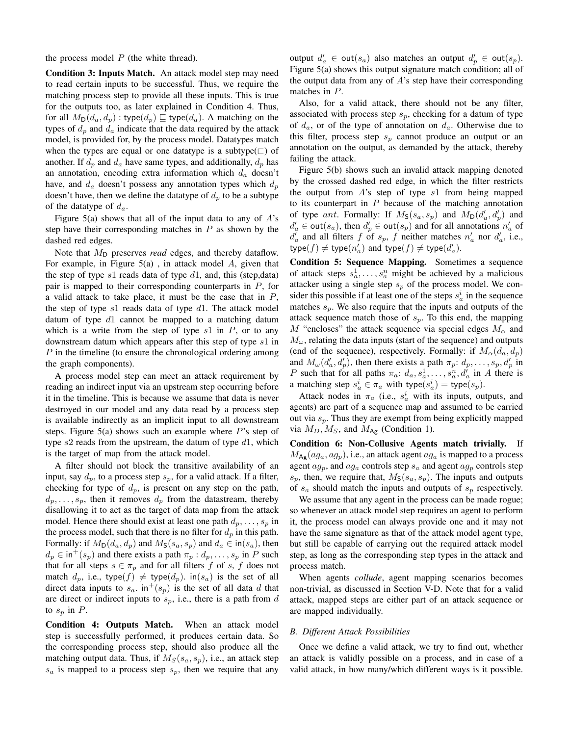the process model $P$ (the white thread).

**Condition 3: Inputs Match.** An attack model step may need to read certain inputs to be successful. Thus, we require the matching process step to provide all these inputs. This is true for the outputs too, as later explained in Condition 4. Thus, for all $M_{\mathsf{D}}(d_a, d_p) : \mathsf{type}(d_p) \sqsubseteq \mathsf{type}(d_a)$. A matching on the types of $d_p$ and $d_a$ indicate that the data required by the attack model, is provided for, by the process model. Datatypes match when the types are equal or one datatype is a subtype($\sqsubset$) of another. If $d_p$ and $d_a$ have same types, and additionally, $d_p$ has an annotation, encoding extra information which $d_a$ doesn't have, and $d_a$ doesn't possess any annotation types which $d_p$ doesn't have, then we define the datatype of $d_p$ to be a subtype of the datatype of $d_a$.

Figure 5(a) shows that all of the input data to any of $A$'s step have their corresponding matches in $P$ as shown by the dashed red edges.

Note that $M_{\mathsf{D}}$ preserves *read* edges, and thereby dataflow. For example, in Figure 5(a) , in attack model $A$, given that the step of type $s1$ reads data of type $d1$, and, this (step,data) pair is mapped to their corresponding counterparts in $P$, for a valid attack to take place, it must be the case that in $P$, the step of type $s1$ reads data of type $d1$. The attack model datum of type $d1$ cannot be mapped to a matching datum which is a write from the step of type $s1$ in $P$, or to any downstream datum which appears after this step of type $s1$ in $P$ in the timeline (to ensure the chronological ordering among the graph components).

A process model step can meet an attack requirement by reading an indirect input via an upstream step occurring before it in the timeline. This is because we assume that data is never destroyed in our model and any data read by a process step is available indirectly as an implicit input to all downstream steps. Figure 5(a) shows such an example where $P$'s step of type $s2$ reads from the upstream, the datum of type $d1$, which is the target of map from the attack model.

A filter should not block the transitive availability of an input, say $d_p$, to a process step $s_p$, for a valid attack. If a filter, checking for type of $d_p$, is present on any step on the path, $d_p, \ldots, s_p$, then it removes $d_p$ from the datastream, thereby disallowing it to act as the target of data map from the attack model. Hence there should exist at least one path $d_p, \ldots, s_p$ in the process model, such that there is no filter for $d_p$ in this path. Formally: if $M_{\mathsf{D}}(d_a, d_p)$ and $M_{\mathsf{S}}(s_a, s_p)$ and $d_a \in \mathsf{in}(s_a)$, then $d_p \in \mathsf{in}^+(s_p)$ and there exists a path $\pi_p : d_p, \ldots, s_p$ in $P$ such that for all steps $s \in \pi_p$ and for all filters $f$ of $s$, $f$ does not match $d_p$, i.e., $\mathsf{type}(f) \neq \mathsf{type}(d_p)$. $\mathsf{in}(s_a)$ is the set of all direct data inputs to $s_a$. $\mathsf{in}^+(s_p)$ is the set of all data $d$ that are direct or indirect inputs to $s_p$, i.e., there is a path from $d$ to $s_p$ in $P$.

**Condition 4: Outputs Match.** When an attack model step is successfully performed, it produces certain data. So the corresponding process step, should also produce all the matching output data. Thus, if $M_S(s_a, s_p)$, i.e., an attack step $s_a$ is mapped to a process step $s_p$, then we require that any output $d'_a \in \mathsf{out}(s_a)$ also matches an output $d'_p \in \mathsf{out}(s_p)$. Figure 5(a) shows this output signature match condition; all of the output data from any of $A$'s step have their corresponding matches in $P$.

Also, for a valid attack, there should not be any filter, associated with process step $s_p$, checking for a datum of type of $d_a$, or of the type of annotation on $d_a$. Otherwise due to this filter, process step $s_p$ cannot produce an output or an annotation on the output, as demanded by the attack, thereby failing the attack.

Figure 5(b) shows such an invalid attack mapping denoted by the crossed dashed red edge, in which the filter restricts the output from $A$'s step of type $s1$ from being mapped to its counterpart in $P$ because of the matching annotation of type $ant$. Formally: If $M_{\mathsf{S}}(s_a, s_p)$ and $M_{\mathsf{D}}(d'_a, d'_p)$ and $d'_a \in \mathsf{out}(s_a)$, then $d'_p \in \mathsf{out}(s_p)$ and for all annotations $n'_a$ of $d'_a$ and all filters $f$ of $s_p$, $f$ neither matches $n'_a$ nor $d'_a$, i.e., $\mathsf{type}(f) \neq \mathsf{type}(n'_a)$ and $\mathsf{type}(f) \neq \mathsf{type}(d'_a)$.

**Condition 5: Sequence Mapping.** Sometimes a sequence of attack steps $s_a^1, \ldots, s_a^n$ might be achieved by a malicious attacker using a single step $s_p$ of the process model. We consider this possible if at least one of the steps $s_a^i$ in the sequence matches $s_p$. We also require that the inputs and outputs of the attack sequence match those of $s_p$. To this end, the mapping $M$ "encloses" the attack sequence via special edges $M_\alpha$ and $M_\omega$, relating the data inputs (start of the sequence) and outputs (end of the sequence), respectively. Formally: if $M_\alpha(d_a, d_p)$ and $M_\omega(d'_a, d'_p)$, then there exists a path $\pi_p$: $d_p, \ldots, s_p, d'_p$ in $P$ such that for all paths $\pi_a$: $d_a, s_a^1, \ldots, s_a^n, d'_a$ in $A$ there is a matching step $s_a^i \in \pi_a$ with $\mathsf{type}(s_a^i) = \mathsf{type}(s_p)$.

Attack nodes in $\pi_a$ (i.e., $s_a^i$ with its inputs, outputs, and agents) are part of a sequence map and assumed to be carried out via $s_p$. Thus they are exempt from being explicitly mapped via $M_D, M_S$, and $M_{\mathsf{Ag}}$ (Condition 1).

**Condition 6: Non-Collusive Agents match trivially.** If $M_{\mathsf{Ag}}(ag_a, ag_p)$, i.e., an attack agent $ag_a$ is mapped to a process agent $ag_p$, and $ag_a$ controls step $s_a$ and agent $ag_p$ controls step $s_p$, then, we require that, $M_{\mathsf{S}}(s_a, s_p)$. The inputs and outputs of $s_a$ should match the inputs and outputs of $s_p$ respectively.

We assume that any agent in the process can be made rogue; so whenever an attack model step requires an agent to perform it, the process model can always provide one and it may not have the same signature as that of the attack model agent type, but still be capable of carrying out the required attack model step, as long as the corresponding step types in the attack and process match.

When agents *collude*, agent mapping scenarios becomes non-trivial, as discussed in Section V-D. Note that for a valid attack, mapped steps are either part of an attack sequence or are mapped individually.

### *B. Different Attack Possibilities*

Once we define a valid attack, we try to find out, whether an attack is validly possible on a process, and in case of a valid attack, in how many/which different ways is it possible.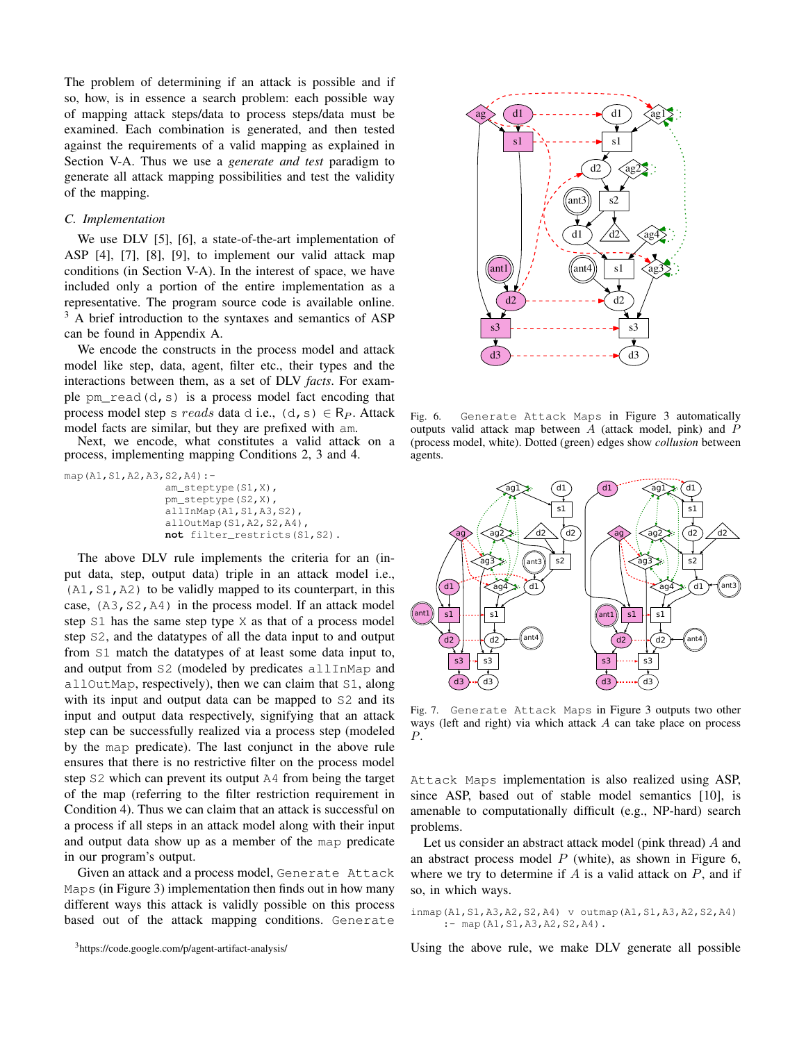The problem of determining if an attack is possible and if so, how, is in essence a search problem: each possible way of mapping attack steps/data to process steps/data must be examined. Each combination is generated, and then tested against the requirements of a valid mapping as explained in Section V-A. Thus we use a *generate and test* paradigm to generate all attack mapping possibilities and test the validity of the mapping.

### C. Implementation

We use DLV [5], [6], a state-of-the-art implementation of ASP [4], [7], [8], [9], to implement our valid attack map conditions (in Section V-A). In the interest of space, we have included only a portion of the entire implementation as a representative. The program source code is available online. [3] A brief introduction to the syntaxes and semantics of ASP can be found in Appendix A.

We encode the constructs in the process model and attack model like step, data, agent, filter etc., their types and the interactions between them, as a set of DLV *facts*. For example `pm_read(d,s)` is a process model fact encoding that process model step `s` *reads* data `d` i.e., `(d,s)` $\in R_P$. Attack model facts are similar, but they are prefixed with `am`.

Next, we encode, what constitutes a valid attack on a process, implementing mapping Conditions 2, 3 and 4.

```
map(A1,S1,A2,A3,S2,A4):-
                am_steptype(S1,X),
                pm_steptype(S2,X),
                allInMap(A1,S1,A3,S2),
                allOutMap(S1,A2,S2,A4),
                not filter_restricts(S1,S2).
```

The above DLV rule implements the criteria for an (input data, step, output data) triple in an attack model i.e., `(A1,S1,A2)` to be validly mapped to its counterpart, in this case, `(A3,S2,A4)` in the process model. If an attack model step `S1` has the same step type `X` as that of a process model step `S2`, and the datatypes of all the data input to and output from `S1` match the datatypes of at least some data input to, and output from `S2` (modeled by predicates `allInMap` and `allOutMap`, respectively), then we can claim that `S1`, along with its input and output data can be mapped to `S2` and its input and output data respectively, signifying that an attack step can be successfully realized via a process step (modeled by the `map` predicate). The last conjunct in the above rule ensures that there is no restrictive filter on the process model step `S2` which can prevent its output `A4` from being the target of the map (referring to the filter restriction requirement in Condition 4). Thus we can claim that an attack is successful on a process if all steps in an attack model along with their input and output data show up as a member of the `map` predicate in our program's output.

Given an attack and a process model, `Generate Attack Maps` (in Figure 3) implementation then finds out in how many different ways this attack is validly possible on this process based out of the attack mapping conditions. `Generate Attack Maps` implementation is also realized using ASP, since ASP, based out of stable model semantics [10], is amenable to computationally difficult (e.g., NP-hard) search problems.

[3] https://code.google.com/p/agent-artifact-analysis/

Fig. 6. `Generate Attack Maps` in Figure 3 automatically outputs valid attack map between $A$ (attack model, pink) and $P$ (process model, white). Dotted (green) edges show *collusion* between agents.

Fig. 7. `Generate Attack Maps` in Figure 3 outputs two other ways (left and right) via which attack $A$ can take place on process $P$.

Let us consider an abstract attack model (pink thread) $A$ and an abstract process model $P$ (white), as shown in Figure 6, where we try to determine if $A$ is a valid attack on $P$, and if so, in which ways.

```
inmap(A1,S1,A3,A2,S2,A4) v outmap(A1,S1,A3,A2,S2,A4)
     :- map(A1,S1,A3,A2,S2,A4).
```

Using the above rule, we make DLV generate all possible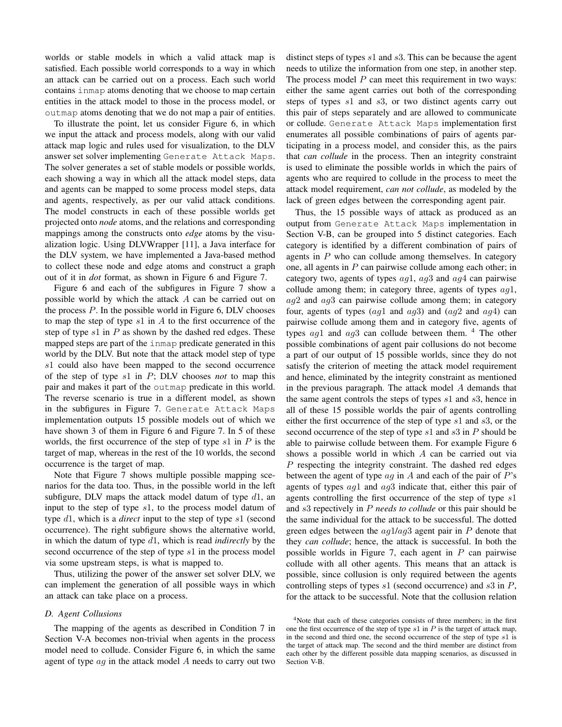worlds or stable models in which a valid attack map is satisfied. Each possible world corresponds to a way in which an attack can be carried out on a process. Each such world contains `inmap` atoms denoting that we choose to map certain entities in the attack model to those in the process model, or `outmap` atoms denoting that we do not map a pair of entities.

To illustrate the point, let us consider Figure 6, in which we input the attack and process models, along with our valid attack map logic and rules used for visualization, to the DLV answer set solver implementing `Generate Attack Maps`. The solver generates a set of stable models or possible worlds, each showing a way in which all the attack model steps, data and agents can be mapped to some process model steps, data and agents, respectively, as per our valid attack conditions. The model constructs in each of these possible worlds get projected onto *node* atoms, and the relations and corresponding mappings among the constructs onto *edge* atoms by the visualization logic. Using DLVWrapper [11], a Java interface for the DLV system, we have implemented a Java-based method to collect these node and edge atoms and construct a graph out of it in *dot* format, as shown in Figure 6 and Figure 7.

Figure 6 and each of the subfigures in Figure 7 show a possible world by which the attack $A$ can be carried out on the process $P$. In the possible world in Figure 6, DLV chooses to map the step of type $s1$ in $A$ to the first occurrence of the step of type $s1$ in $P$ as shown by the dashed red edges. These mapped steps are part of the `inmap` predicate generated in this world by the DLV. But note that the attack model step of type $s1$ could also have been mapped to the second occurrence of the step of type $s1$ in $P$; DLV chooses *not* to map this pair and makes it part of the `outmap` predicate in this world. The reverse scenario is true in a different model, as shown in the subfigures in Figure 7. `Generate Attack Maps` implementation outputs 15 possible models out of which we have shown 3 of them in Figure 6 and Figure 7. In 5 of these worlds, the first occurrence of the step of type $s1$ in $P$ is the target of map, whereas in the rest of the 10 worlds, the second occurrence is the target of map.

Note that Figure 7 shows multiple possible mapping scenarios for the data too. Thus, in the possible world in the left subfigure, DLV maps the attack model datum of type $d1$, an input to the step of type $s1$, to the process model datum of type $d1$, which is a *direct* input to the step of type $s1$ (second occurrence). The right subfigure shows the alternative world, in which the datum of type $d1$, which is read *indirectly* by the second occurrence of the step of type $s1$ in the process model via some upstream steps, is what is mapped to.

Thus, utilizing the power of the answer set solver DLV, we can implement the generation of all possible ways in which an attack can take place on a process.

### D. Agent Collusions

The mapping of the agents as described in Condition 7 in Section V-A becomes non-trivial when agents in the process model need to collude. Consider Figure 6, in which the same agent of type $ag$ in the attack model $A$ needs to carry out two distinct steps of types $s1$ and $s3$. This can be because the agent needs to utilize the information from one step, in another step. The process model $P$ can meet this requirement in two ways: either the same agent carries out both of the corresponding steps of types $s1$ and $s3$, or two distinct agents carry out this pair of steps separately and are allowed to communicate or collude. `Generate Attack Maps` implementation first enumerates all possible combinations of pairs of agents participating in a process model, and consider this, as the pairs that *can collude* in the process. Then an integrity constraint is used to eliminate the possible worlds in which the pairs of agents who are required to collude in the process to meet the attack model requirement, *can not collude*, as modeled by the lack of green edges between the corresponding agent pair.

Thus, the 15 possible ways of attack as produced as an output from `Generate Attack Maps` implementation in Section V-B, can be grouped into 5 distinct categories. Each category is identified by a different combination of pairs of agents in $P$ who can collude among themselves. In category one, all agents in $P$ can pairwise collude among each other; in category two, agents of types $ag1$, $ag3$ and $ag4$ can pairwise collude among them; in category three, agents of types $ag1$, $ag2$ and $ag3$ can pairwise collude among them; in category four, agents of types ($ag1$ and $ag3$) and ($ag2$ and $ag4$) can pairwise collude among them and in category five, agents of types $ag1$ and $ag3$ can collude between them. [4] The other possible combinations of agent pair collusions do not become a part of our output of 15 possible worlds, since they do not satisfy the criterion of meeting the attack model requirement and hence, eliminated by the integrity constraint as mentioned in the previous paragraph. The attack model $A$ demands that the same agent controls the steps of types $s1$ and $s3$, hence in all of these 15 possible worlds the pair of agents controlling either the first occurrence of the step of type $s1$ and $s3$, or the second occurrence of the step of type $s1$ and $s3$ in $P$ should be able to pairwise collude between them. For example Figure 6 shows a possible world in which $A$ can be carried out via $P$ respecting the integrity constraint. The dashed red edges between the agent of type $ag$ in $A$ and each of the pair of $P$'s agents of types $ag1$ and $ag3$ indicate that, either this pair of agents controlling the first occurrence of the step of type $s1$ and $s3$ repectively in $P$ *needs to collude* or this pair should be the same individual for the attack to be successful. The dotted green edges between the $ag1$/$ag3$ agent pair in $P$ denote that they *can collude*; hence, the attack is successful. In both the possible worlds in Figure 7, each agent in $P$ can pairwise collude with all other agents. This means that an attack is possible, since collusion is only required between the agents controlling steps of types $s1$ (second occurrence) and $s3$ in $P$, for the attack to be successful. Note that the collusion relation

[4] Note that each of these categories consists of three members; in the first one the first occurrence of the step of type $s1$ in $P$ is the target of attack map, in the second and third one, the second occurrence of the step of type $s1$ is the target of attack map. The second and the third member are distinct from each other by the different possible data mapping scenarios, as discussed in Section V-B.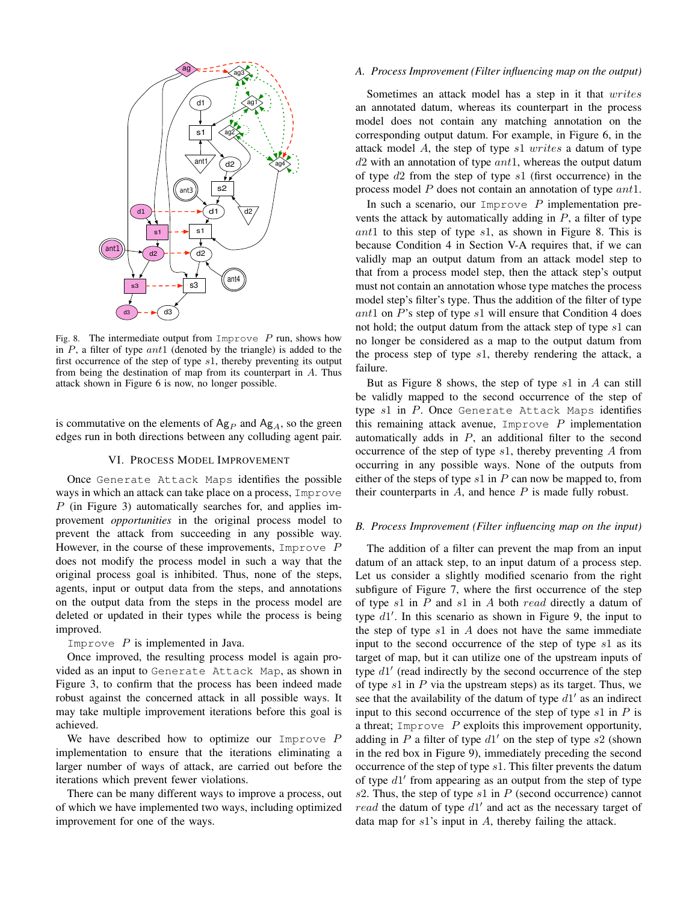Fig. 8. The intermediate output from `Improve P` run, shows how in $P$, a filter of type $ant1$ (denoted by the triangle) is added to the first occurrence of the step of type $s1$, thereby preventing its output from being the destination of map from its counterpart in $A$. Thus attack shown in Figure 6 is now, no longer possible.

is commutative on the elements of $\mathrm{Ag}_P$ and $\mathrm{Ag}_A$, so the green edges run in both directions between any colluding agent pair.

## VI. Process Model Improvement

Once `Generate Attack Maps` identifies the possible ways in which an attack can take place on a process, `Improve P` (in Figure 3) automatically searches for, and applies improvement *opportunities* in the original process model to prevent the attack from succeeding in any possible way. However, in the course of these improvements, `Improve P` does not modify the process model in such a way that the original process goal is inhibited. Thus, none of the steps, agents, input or output data from the steps, and annotations on the output data from the steps in the process model are deleted or updated in their types while the process is being improved.

`Improve P` is implemented in Java.

Once improved, the resulting process model is again provided as an input to `Generate Attack Map`, as shown in Figure 3, to confirm that the process has been indeed made robust against the concerned attack in all possible ways. It may take multiple improvement iterations before this goal is achieved.

We have described how to optimize our `Improve P` implementation to ensure that the iterations eliminating a larger number of ways of attack, are carried out before the iterations which prevent fewer violations.

There can be many different ways to improve a process, out of which we have implemented two ways, including optimized improvement for one of the ways.

### A. Process Improvement (Filter influencing map on the output)

Sometimes an attack model has a step in it that *writes* an annotated datum, whereas its counterpart in the process model does not contain any matching annotation on the corresponding output datum. For example, in Figure 6, in the attack model $A$, the step of type $s1$ *writes* a datum of type $d2$ with an annotation of type $ant1$, whereas the output datum of type $d2$ from the step of type $s1$ (first occurrence) in the process model $P$ does not contain an annotation of type $ant1$.

In such a scenario, our `Improve P` implementation prevents the attack by automatically adding in $P$, a filter of type $ant1$ to this step of type $s1$, as shown in Figure 8. This is because Condition 4 in Section V-A requires that, if we can validly map an output datum from an attack model step to that from a process model step, then the attack step's output must not contain an annotation whose type matches the process model step's filter's type. Thus the addition of the filter of type $ant1$ on $P$'s step of type $s1$ will ensure that Condition 4 does not hold; the output datum from the attack step of type $s1$ can no longer be considered as a map to the output datum from the process step of type $s1$, thereby rendering the attack, a failure.

But as Figure 8 shows, the step of type $s1$ in $A$ can still be validly mapped to the second occurrence of the step of type $s1$ in $P$. Once `Generate Attack Maps` identifies this remaining attack avenue, `Improve P` implementation automatically adds in $P$, an additional filter to the second occurrence of the step of type $s1$, thereby preventing $A$ from occurring in any possible ways. None of the outputs from either of the steps of type $s1$ in $P$ can now be mapped to, from their counterparts in $A$, and hence $P$ is made fully robust.

### B. Process Improvement (Filter influencing map on the input)

The addition of a filter can prevent the map from an input datum of an attack step, to an input datum of a process step. Let us consider a slightly modified scenario from the right subfigure of Figure 7, where the first occurrence of the step of type $s1$ in $P$ and $s1$ in $A$ both *read* directly a datum of type $d1'$. In this scenario as shown in Figure 9, the input to the step of type $s1$ in $A$ does not have the same immediate input to the second occurrence of the step of type $s1$ as its target of map, but it can utilize one of the upstream inputs of type $d1'$ (read indirectly by the second occurrence of the step of type $s1$ in $P$ via the upstream steps) as its target. Thus, we see that the availability of the datum of type $d1'$ as an indirect input to this second occurrence of the step of type $s1$ in $P$ is a threat; `Improve P` exploits this improvement opportunity, adding in $P$ a filter of type $d1'$ on the step of type $s2$ (shown in the red box in Figure 9), immediately preceding the second occurrence of the step of type $s1$. This filter prevents the datum of type $d1'$ from appearing as an output from the step of type $s2$. Thus, the step of type $s1$ in $P$ (second occurrence) cannot *read* the datum of type $d1'$ and act as the necessary target of data map for $s1$'s input in $A$, thereby failing the attack.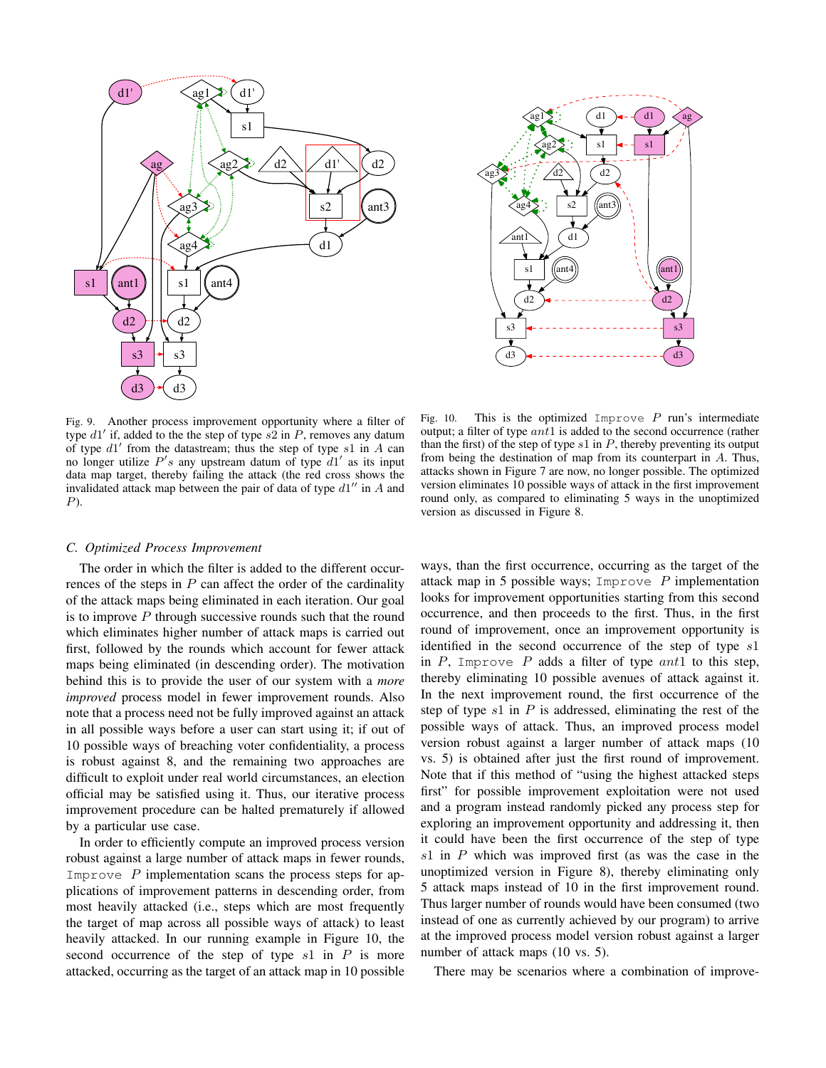Fig. 9. Another process improvement opportunity where a filter of type $d1'$ if, added to the the step of type $s2$ in $P$, removes any datum of type $d1'$ from the datastream; thus the step of type $s1$ in $A$ can no longer utilize $P's$ any upstream datum of type $d1'$ as its input data map target, thereby failing the attack (the red cross shows the invalidated attack map between the pair of data of type $d1''$ in $A$ and $P$).

Fig. 10. This is the optimized `Improve` $P$ run's intermediate output; a filter of type $ant1$ is added to the second occurrence (rather than the first) of the step of type $s1$ in $P$, thereby preventing its output from being the destination of map from its counterpart in $A$. Thus, attacks shown in Figure 7 are now, no longer possible. The optimized version eliminates 10 possible ways of attack in the first improvement round only, as compared to eliminating 5 ways in the unoptimized version as discussed in Figure 8.

### C. Optimized Process Improvement

The order in which the filter is added to the different occurrences of the steps in $P$ can affect the order of the cardinality of the attack maps being eliminated in each iteration. Our goal is to improve $P$ through successive rounds such that the round which eliminates higher number of attack maps is carried out first, followed by the rounds which account for fewer attack maps being eliminated (in descending order). The motivation behind this is to provide the user of our system with a *more improved* process model in fewer improvement rounds. Also note that a process need not be fully improved against an attack in all possible ways before a user can start using it; if out of 10 possible ways of breaching voter confidentiality, a process is robust against 8, and the remaining two approaches are difficult to exploit under real world circumstances, an election official may be satisfied using it. Thus, our iterative process improvement procedure can be halted prematurely if allowed by a particular use case.

In order to efficiently compute an improved process version robust against a large number of attack maps in fewer rounds, `Improve` $P$ implementation scans the process steps for applications of improvement patterns in descending order, from most heavily attacked (i.e., steps which are most frequently the target of map across all possible ways of attack) to least heavily attacked. In our running example in Figure 10, the second occurrence of the step of type $s1$ in $P$ is more attacked, occurring as the target of an attack map in 10 possible ways, than the first occurrence, occurring as the target of the attack map in 5 possible ways; `Improve` $P$ implementation looks for improvement opportunities starting from this second occurrence, and then proceeds to the first. Thus, in the first round of improvement, once an improvement opportunity is identified in the second occurrence of the step of type $s1$ in $P$, `Improve` $P$ adds a filter of type $ant1$ to this step, thereby eliminating 10 possible avenues of attack against it. In the next improvement round, the first occurrence of the step of type $s1$ in $P$ is addressed, eliminating the rest of the possible ways of attack. Thus, an improved process model version robust against a larger number of attack maps (10 vs. 5) is obtained after just the first round of improvement. Note that if this method of "using the highest attacked steps first" for possible improvement exploitation were not used and a program instead randomly picked any process step for exploring an improvement opportunity and addressing it, then it could have been the first occurrence of the step of type $s1$ in $P$ which was improved first (as was the case in the unoptimized version in Figure 8), thereby eliminating only 5 attack maps instead of 10 in the first improvement round. Thus larger number of rounds would have been consumed (two instead of one as currently achieved by our program) to arrive at the improved process model version robust against a larger number of attack maps (10 vs. 5).

There may be scenarios where a combination of improve-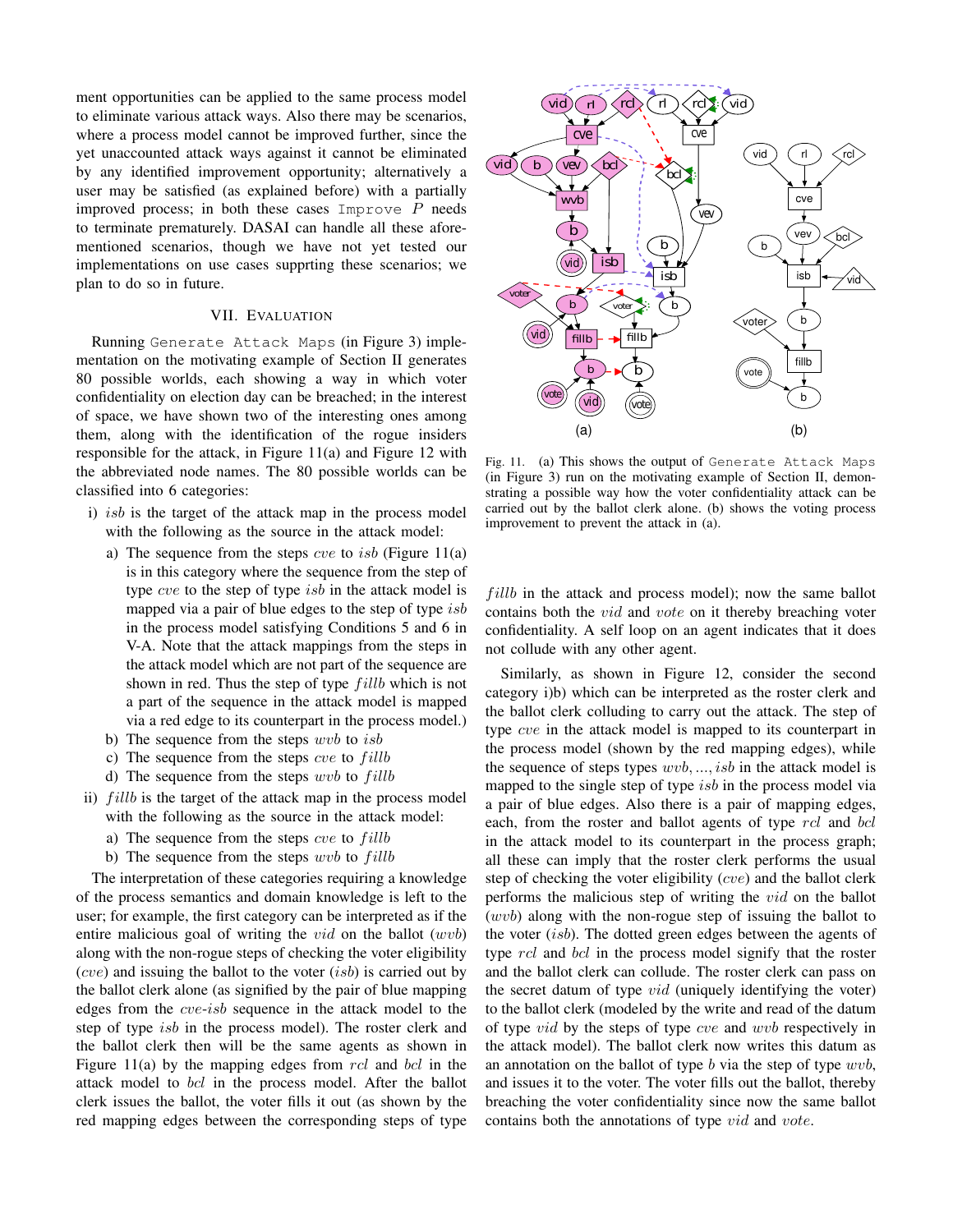ment opportunities can be applied to the same process model to eliminate various attack ways. Also there may be scenarios, where a process model cannot be improved further, since the yet unaccounted attack ways against it cannot be eliminated by any identified improvement opportunity; alternatively a user may be satisfied (as explained before) with a partially improved process; in both these cases `Improve` $P$ needs to terminate prematurely. DASAI can handle all these aforementioned scenarios, though we have not yet tested our implementations on use cases supprting these scenarios; we plan to do so in future.

## VII. Evaluation

Running `Generate Attack Maps` (in Figure 3) implementation on the motivating example of Section II generates 80 possible worlds, each showing a way in which voter confidentiality on election day can be breached; in the interest of space, we have shown two of the interesting ones among them, along with the identification of the rogue insiders responsible for the attack, in Figure 11(a) and Figure 12 with the abbreviated node names. The 80 possible worlds can be classified into 6 categories:

i) $isb$ is the target of the attack map in the process model with the following as the source in the attack model:
   a) The sequence from the steps $cve$ to $isb$ (Figure 11(a) is in this category where the sequence from the step of type $cve$ to the step of type $isb$ in the attack model is mapped via a pair of blue edges to the step of type $isb$ in the process model satisfying Conditions 5 and 6 in V-A. Note that the attack mappings from the steps in the attack model which are not part of the sequence are shown in red. Thus the step of type $fillb$ which is not a part of the sequence in the attack model is mapped via a red edge to its counterpart in the process model.)
   b) The sequence from the steps $wvb$ to $isb$
   c) The sequence from the steps $cve$ to $fillb$
   d) The sequence from the steps $wvb$ to $fillb$

ii) $fillb$ is the target of the attack map in the process model with the following as the source in the attack model:
   a) The sequence from the steps $cve$ to $fillb$
   b) The sequence from the steps $wvb$ to $fillb$

The interpretation of these categories requiring a knowledge of the process semantics and domain knowledge is left to the user; for example, the first category can be interpreted as if the entire malicious goal of writing the $vid$ on the ballot ($wvb$) along with the non-rogue steps of checking the voter eligibility ($cve$) and issuing the ballot to the voter ($isb$) is carried out by the ballot clerk alone (as signified by the pair of blue mapping edges from the $cve$-$isb$ sequence in the attack model to the step of type $isb$ in the process model). The roster clerk and the ballot clerk then will be the same agents as shown in Figure 11(a) by the mapping edges from $rcl$ and $bcl$ in the attack model to $bcl$ in the process model. After the ballot clerk issues the ballot, the voter fills it out (as shown by the red mapping edges between the corresponding steps of type $fillb$ in the attack and process model); now the same ballot contains both the $vid$ and $vote$ on it thereby breaching voter confidentiality. A self loop on an agent indicates that it does not collude with any other agent.

Fig. 11. (a) This shows the output of `Generate Attack Maps` (in Figure 3) run on the motivating example of Section II, demonstrating a possible way how the voter confidentiality attack can be carried out by the ballot clerk alone. (b) shows the voting process improvement to prevent the attack in (a).

Similarly, as shown in Figure 12, consider the second category i)b) which can be interpreted as the roster clerk and the ballot clerk colluding to carry out the attack. The step of type $cve$ in the attack model is mapped to its counterpart in the process model (shown by the red mapping edges), while the sequence of steps types $wvb, ..., isb$ in the attack model is mapped to the single step of type $isb$ in the process model via a pair of blue edges. Also there is a pair of mapping edges, each, from the roster and ballot agents of type $rcl$ and $bcl$ in the attack model to its counterpart in the process graph; all these can imply that the roster clerk performs the usual step of checking the voter eligibility ($cve$) and the ballot clerk performs the malicious step of writing the $vid$ on the ballot ($wvb$) along with the non-rogue step of issuing the ballot to the voter ($isb$). The dotted green edges between the agents of type $rcl$ and $bcl$ in the process model signify that the roster and the ballot clerk can collude. The roster clerk can pass on the secret datum of type $vid$ (uniquely identifying the voter) to the ballot clerk (modeled by the write and read of the datum of type $vid$ by the steps of type $cve$ and $wvb$ respectively in the attack model). The ballot clerk now writes this datum as an annotation on the ballot of type $b$ via the step of type $wvb$, and issues it to the voter. The voter fills out the ballot, thereby breaching the voter confidentiality since now the same ballot contains both the annotations of type $vid$ and $vote$.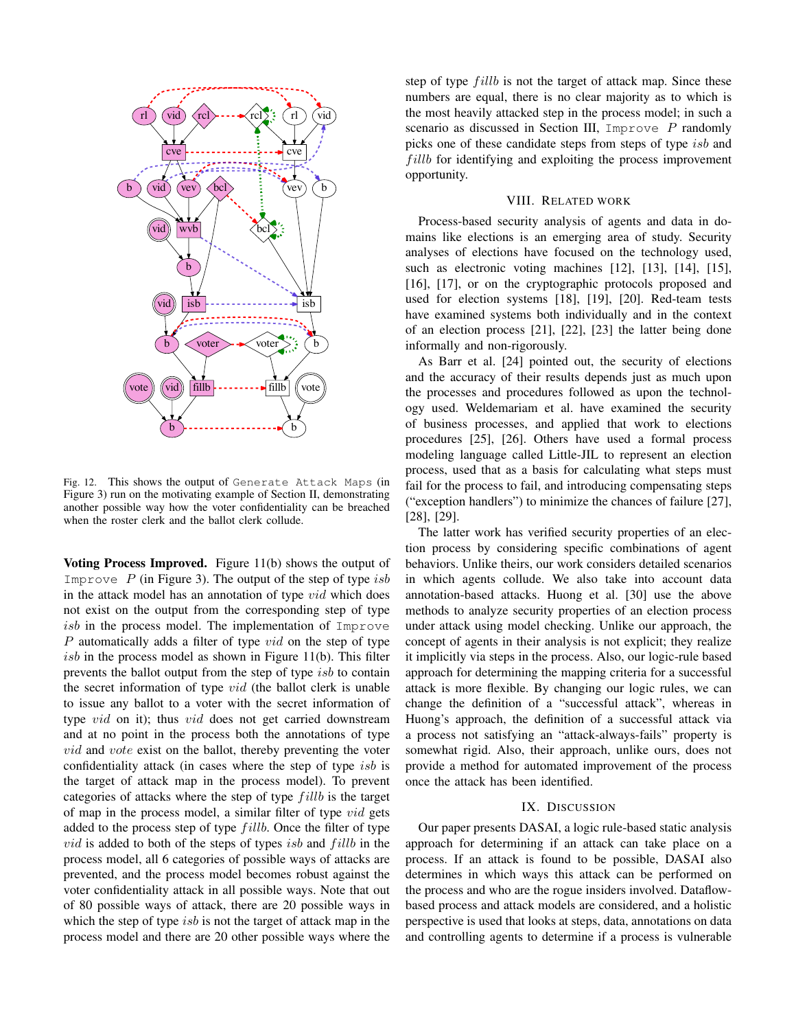Fig. 12. This shows the output of Generate Attack Maps (in Figure 3) run on the motivating example of Section II, demonstrating another possible way how the voter confidentiality can be breached when the roster clerk and the ballot clerk collude.

**Voting Process Improved.** Figure 11(b) shows the output of Improve $P$ (in Figure 3). The output of the step of type $isb$ in the attack model has an annotation of type $vid$ which does not exist on the output from the corresponding step of type $isb$ in the process model. The implementation of Improve $P$ automatically adds a filter of type $vid$ on the step of type $isb$ in the process model as shown in Figure 11(b). This filter prevents the ballot output from the step of type $isb$ to contain the secret information of type $vid$ (the ballot clerk is unable to issue any ballot to a voter with the secret information of type $vid$ on it); thus $vid$ does not get carried downstream and at no point in the process both the annotations of type $vid$ and $vote$ exist on the ballot, thereby preventing the voter confidentiality attack (in cases where the step of type $isb$ is the target of attack map in the process model). To prevent categories of attacks where the step of type $fillb$ is the target of map in the process model, a similar filter of type $vid$ gets added to the process step of type $fillb$. Once the filter of type $vid$ is added to both of the steps of types $isb$ and $fillb$ in the process model, all 6 categories of possible ways of attacks are prevented, and the process model becomes robust against the voter confidentiality attack in all possible ways. Note that out of 80 possible ways of attack, there are 20 possible ways in which the step of type $isb$ is not the target of attack map in the process model and there are 20 other possible ways where the step of type $fillb$ is not the target of attack map. Since these numbers are equal, there is no clear majority as to which is the most heavily attacked step in the process model; in such a scenario as discussed in Section III, Improve $P$ randomly picks one of these candidate steps from steps of type $isb$ and $fillb$ for identifying and exploiting the process improvement opportunity.

## VIII. Related Work

Process-based security analysis of agents and data in domains like elections is an emerging area of study. Security analyses of elections have focused on the technology used, such as electronic voting machines [12], [13], [14], [15], [16], [17], or on the cryptographic protocols proposed and used for election systems [18], [19], [20]. Red-team tests have examined systems both individually and in the context of an election process [21], [22], [23] the latter being done informally and non-rigorously.

As Barr et al. [24] pointed out, the security of elections and the accuracy of their results depends just as much upon the processes and procedures followed as upon the technology used. Weldemariam et al. have examined the security of business processes, and applied that work to elections procedures [25], [26]. Others have used a formal process modeling language called Little-JIL to represent an election process, used that as a basis for calculating what steps must fail for the process to fail, and introducing compensating steps ("exception handlers") to minimize the chances of failure [27], [28], [29].

The latter work has verified security properties of an election process by considering specific combinations of agent behaviors. Unlike theirs, our work considers detailed scenarios in which agents collude. We also take into account data annotation-based attacks. Huong et al. [30] use the above methods to analyze security properties of an election process under attack using model checking. Unlike our approach, the concept of agents in their analysis is not explicit; they realize it implicitly via steps in the process. Also, our logic-rule based approach for determining the mapping criteria for a successful attack is more flexible. By changing our logic rules, we can change the definition of a "successful attack", whereas in Huong's approach, the definition of a successful attack via a process not satisfying an "attack-always-fails" property is somewhat rigid. Also, their approach, unlike ours, does not provide a method for automated improvement of the process once the attack has been identified.

## IX. Discussion

Our paper presents DASAI, a logic rule-based static analysis approach for determining if an attack can take place on a process. If an attack is found to be possible, DASAI also determines in which ways this attack can be performed on the process and who are the rogue insiders involved. Dataflow-based process and attack models are considered, and a holistic perspective is used that looks at steps, data, annotations on data and controlling agents to determine if a process is vulnerable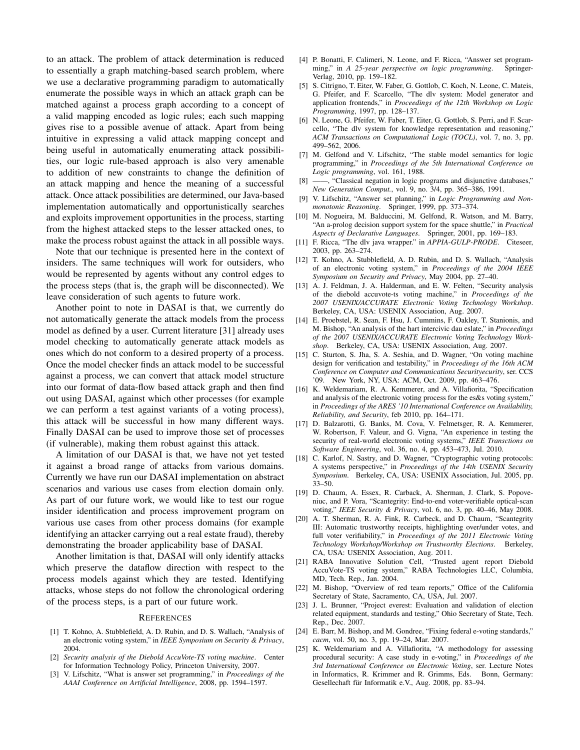to an attack. The problem of attack determination is reduced to essentially a graph matching-based search problem, where we use a declarative programming paradigm to automatically enumerate the possible ways in which an attack graph can be matched against a process graph according to a concept of a valid mapping encoded as logic rules; each such mapping gives rise to a possible avenue of attack. Apart from being intuitive in expressing a valid attack mapping concept and being useful in automatically enumerating attack possibilities, our logic rule-based approach is also very amenable to addition of new constraints to change the definition of an attack mapping and hence the meaning of a successful attack. Once attack possibilities are determined, our Java-based implementation automatically and opportunistically searches and exploits improvement opportunities in the process, starting from the highest attacked steps to the lesser attacked ones, to make the process robust against the attack in all possible ways.

Note that our technique is presented here in the context of insiders. The same techniques will work for outsiders, who would be represented by agents without any control edges to the process steps (that is, the graph will be disconnected). We leave consideration of such agents to future work.

Another point to note in DASAI is that, we currently do not automatically generate the attack models from the process model as defined by a user. Current literature [31] already uses model checking to automatically generate attack models as ones which do not conform to a desired property of a process. Once the model checker finds an attack model to be successful against a process, we can convert that attack model structure into our format of data-flow based attack graph and then find out using DASAI, against which other processes (for example we can perform a test against variants of a voting process), this attack will be successful in how many different ways. Finally DASAI can be used to improve those set of processes (if vulnerable), making them robust against this attack.

A limitation of our DASAI is that, we have not yet tested it against a broad range of attacks from various domains. Currently we have run our DASAI implementation on abstract scenarios and various use cases from election domain only. As part of our future work, we would like to test our rogue insider identification and process improvement program on various use cases from other process domains (for example identifying an attacker carrying out a real estate fraud), thereby demonstrating the broader applicability base of DASAI.

Another limitation is that, DASAI will only identify attacks which preserve the dataflow direction with respect to the process models against which they are tested. Identifying attacks, whose steps do not follow the chronological ordering of the process steps, is a part of our future work.

## References

[1] T. Kohno, A. Stubblefield, A. D. Rubin, and D. S. Wallach, "Analysis of an electronic voting system," in *IEEE Symposium on Security & Privacy*, 2004.

[2] *Security analysis of the Diebold AccuVote-TS voting machine*. Center for Information Technology Policy, Princeton University, 2007.

[3] V. Lifschitz, "What is answer set programming," in *Proceedings of the AAAI Conference on Artificial Intelligence*, 2008, pp. 1594–1597.

[4] P. Bonatti, F. Calimeri, N. Leone, and F. Ricca, "Answer set programming," in *A 25-year perspective on logic programming*. Springer-Verlag, 2010, pp. 159–182.

[5] S. Citrigno, T. Eiter, W. Faber, G. Gottlob, C. Koch, N. Leone, C. Mateis, G. Pfeifer, and F. Scarcello, "The dlv system: Model generator and application frontends," in *Proceedings of the 12th Workshop on Logic Programming*, 1997, pp. 128–137.

[6] N. Leone, G. Pfeifer, W. Faber, T. Eiter, G. Gottlob, S. Perri, and F. Scarcello, "The dlv system for knowledge representation and reasoning," *ACM Transactions on Computational Logic (TOCL)*, vol. 7, no. 3, pp. 499–562, 2006.

[7] M. Gelfond and V. Lifschitz, "The stable model semantics for logic programming," in *Proceedings of the 5th International Conference on Logic programming*, vol. 161, 1988.

[8] ——, "Classical negation in logic programs and disjunctive databases," *New Generation Comput.*, vol. 9, no. 3/4, pp. 365–386, 1991.

[9] V. Lifschitz, "Answer set planning," in *Logic Programming and Nonmonotonic Reasoning*. Springer, 1999, pp. 373–374.

[10] M. Nogueira, M. Balduccini, M. Gelfond, R. Watson, and M. Barry, "An a-prolog decision support system for the space shuttle," in *Practical Aspects of Declarative Languages*. Springer, 2001, pp. 169–183.

[11] F. Ricca, "The dlv java wrapper." in *APPIA-GULP-PRODE*. Citeseer, 2003, pp. 263–274.

[12] T. Kohno, A. Stubblefield, A. D. Rubin, and D. S. Wallach, "Analysis of an electronic voting system," in *Proceedings of the 2004 IEEE Symposium on Security and Privacy*, May 2004, pp. 27–40.

[13] A. J. Feldman, J. A. Halderman, and E. W. Felten, "Security analysis of the diebold accuvote-ts voting machine," in *Proceedings of the 2007 USENIX/ACCURATE Electronic Voting Technology Workshop*. Berkeley, CA, USA: USENIX Association, Aug. 2007.

[14] E. Proebstel, R. Sean, F. Hsu, J. Cummins, F. Oakley, T. Stanionis, and M. Bishop, "An analysis of the hart intercivic dau eslate," in *Proceedings of the 2007 USENIX/ACCURATE Electronic Voting Technology Workshop*. Berkeley, CA, USA: USENIX Association, Aug. 2007.

[15] C. Sturton, S. Jha, S. A. Seshia, and D. Wagner, "On voting machine design for verification and testability," in *Proceedings of the 16th ACM Conference on Computer and Communications Securityecurity*, ser. CCS '09. New York, NY, USA: ACM, Oct. 2009, pp. 463–476.

[16] K. Weldemariam, R. A. Kemmerer, and A. Villafiorita, "Specification and analysis of the electronic voting process for the es&s voting system," in *Proceedings of the ARES '10 International Conference on Availability, Reliability, and Security*, feb 2010, pp. 164–171.

[17] D. Balzarotti, G. Banks, M. Cova, V. Felmetsger, R. A. Kemmerer, W. Robertson, F. Valeur, and G. Vigna, "An experience in testing the security of real-world electronic voting systems," *IEEE Transctions on Software Engineering*, vol. 36, no. 4, pp. 453–473, Jul. 2010.

[18] C. Karlof, N. Sastry, and D. Wagner, "Cryptographic voting protocols: A systems perspective," in *Proceedings of the 14th USENIX Security Symposium*. Berkeley, CA, USA: USENIX Association, Jul. 2005, pp. 33–50.

[19] D. Chaum, A. Essex, R. Carback, A. Sherman, J. Clark, S. Popoveniuc, and P. Vora, "Scantegrity: End-to-end voter-verifiable optical-scan voting," *IEEE Security & Privacy*, vol. 6, no. 3, pp. 40–46, May 2008.

[20] A. T. Sherman, R. A. Fink, R. Carbeck, and D. Chaum, "Scantegrity III: Automatic trustworthy receipts, highlighting over/under votes, and full voter verifiability," in *Proceedings of the 2011 Electronic Voting Technology Workshop/Workshop on Trustworthy Elections*. Berkeley, CA, USA: USENIX Association, Aug. 2011.

[21] RABA Innovative Solution Cell, "Trusted agent report Diebold AccuVote-TS voting system," RABA Technologies LLC, Columbia, MD, Tech. Rep., Jan. 2004.

[22] M. Bishop, "Overview of red team reports," Office of the California Secretary of State, Sacramento, CA, USA, Jul. 2007.

[23] J. L. Brunner, "Project everest: Evaluation and validation of election related equipment, standards and testing," Ohio Secretary of State, Tech. Rep., Dec. 2007.

[24] E. Barr, M. Bishop, and M. Gondree, "Fixing federal e-voting standards," *cacm*, vol. 50, no. 3, pp. 19–24, Mar. 2007.

[25] K. Weldemariam and A. Villafiorita, "A methodology for assessing procedural security: A case study in e-voting," in *Proceedings of the 3rd International Conference on Electronic Voting*, ser. Lecture Notes in Informatics, R. Krimmer and R. Grimms, Eds. Bonn, Germany: Gesellechaft für Informatik e.V., Aug. 2008, pp. 83–94.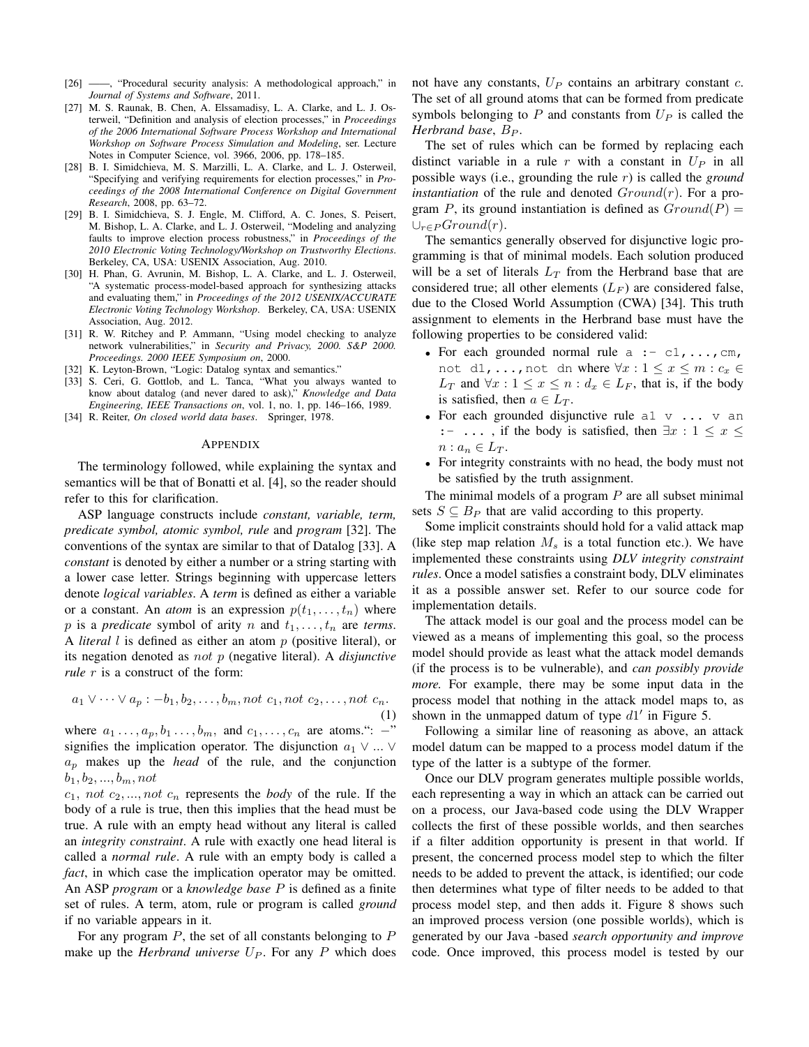[26] ——, "Procedural security analysis: A methodological approach," in *Journal of Systems and Software*, 2011.

[27] M. S. Raunak, B. Chen, A. Elssamadisy, L. A. Clarke, and L. J. Osterweil, "Definition and analysis of election processes," in *Proceedings of the 2006 International Software Process Workshop and International Workshop on Software Process Simulation and Modeling*, ser. Lecture Notes in Computer Science, vol. 3966, 2006, pp. 178–185.

[28] B. I. Simidchieva, M. S. Marzilli, L. A. Clarke, and L. J. Osterweil, "Specifying and verifying requirements for election processes," in *Proceedings of the 2008 International Conference on Digital Government Research*, 2008, pp. 63–72.

[29] B. I. Simidchieva, S. J. Engle, M. Clifford, A. C. Jones, S. Peisert, M. Bishop, L. A. Clarke, and L. J. Osterweil, "Modeling and analyzing faults to improve election process robustness," in *Proceedings of the 2010 Electronic Voting Technology/Workshop on Trustworthy Elections*. Berkeley, CA, USA: USENIX Association, Aug. 2010.

[30] H. Phan, G. Avrunin, M. Bishop, L. A. Clarke, and L. J. Osterweil, "A systematic process-model-based approach for synthesizing attacks and evaluating them," in *Proceedings of the 2012 USENIX/ACCURATE Electronic Voting Technology Workshop*. Berkeley, CA, USA: USENIX Association, Aug. 2012.

[31] R. W. Ritchey and P. Ammann, "Using model checking to analyze network vulnerabilities," in *Security and Privacy, 2000. S&P 2000. Proceedings. 2000 IEEE Symposium on*, 2000.

[32] K. Leyton-Brown, "Logic: Datalog syntax and semantics."

[33] S. Ceri, G. Gottlob, and L. Tanca, "What you always wanted to know about datalog (and never dared to ask)," *Knowledge and Data Engineering, IEEE Transactions on*, vol. 1, no. 1, pp. 146–166, 1989.

[34] R. Reiter, *On closed world data bases*. Springer, 1978.

## APPENDIX

The terminology followed, while explaining the syntax and semantics will be that of Bonatti et al. [4], so the reader should refer to this for clarification.

ASP language constructs include *constant, variable, term, predicate symbol, atomic symbol, rule* and *program* [32]. The conventions of the syntax are similar to that of Datalog [33]. A *constant* is denoted by either a number or a string starting with a lower case letter. Strings beginning with uppercase letters denote *logical variables*. A *term* is defined as either a variable or a constant. An *atom* is an expression $p(t_1, \ldots, t_n)$ where $p$ is a *predicate* symbol of arity $n$ and $t_1, \ldots, t_n$ are *terms*. A *literal* $l$ is defined as either an atom $p$ (positive literal), or its negation denoted as $not\ p$ (negative literal). A *disjunctive rule* $r$ is a construct of the form:

$$a_1 \vee \cdots \vee a_p : -b_1, b_2, \ldots, b_m, not\ c_1, not\ c_2, \ldots, not\ c_n. \tag{1}$$

where $a_1 \ldots, a_p, b_1 \ldots, b_m,$ and $c_1, \ldots, c_n$ are atoms.": $-$" signifies the implication operator. The disjunction $a_1 \vee ... \vee a_p$ makes up the *head* of the rule, and the conjunction $b_1, b_2, ..., b_m, not$ $c_1,\ not\ c_2, ..., not\ c_n$ represents the *body* of the rule. If the body of a rule is true, then this implies that the head must be true. A rule with an empty head without any literal is called an *integrity constraint*. A rule with exactly one head literal is called a *normal rule*. A rule with an empty body is called a *fact*, in which case the implication operator may be omitted. An ASP *program* or a *knowledge base* $P$ is defined as a finite set of rules. A term, atom, rule or program is called *ground* if no variable appears in it.

For any program $P$, the set of all constants belonging to $P$ make up the *Herbrand universe* $U_P$. For any $P$ which does not have any constants, $U_P$ contains an arbitrary constant $c$. The set of all ground atoms that can be formed from predicate symbols belonging to $P$ and constants from $U_P$ is called the *Herbrand base*, $B_P$.

The set of rules which can be formed by replacing each distinct variable in a rule $r$ with a constant in $U_P$ in all possible ways (i.e., grounding the rule $r$) is called the *ground instantiation* of the rule and denoted $Ground(r)$. For a program $P$, its ground instantiation is defined as $Ground(P) = \cup_{r \in P} Ground(r)$.

The semantics generally observed for disjunctive logic programming is that of minimal models. Each solution produced will be a set of literals $L_T$ from the Herbrand base that are considered true; all other elements ($L_F$) are considered false, due to the Closed World Assumption (CWA) [34]. This truth assignment to elements in the Herbrand base must have the following properties to be considered valid:

- For each grounded normal rule `a :- c1,...,cm, not d1,...,not dn` where $\forall x : 1 \le x \le m : c_x \in L_T$ and $\forall x : 1 \le x \le n : d_x \in L_F$, that is, if the body is satisfied, then $a \in L_T$.
- For each grounded disjunctive rule `a1 v ... v an :- ...` , if the body is satisfied, then $\exists x : 1 \le x \le n : a_n \in L_T$.
- For integrity constraints with no head, the body must not be satisfied by the truth assignment.

The minimal models of a program $P$ are all subset minimal sets $S \subseteq B_P$ that are valid according to this property.

Some implicit constraints should hold for a valid attack map (like step map relation $M_s$ is a total function etc.). We have implemented these constraints using *DLV integrity constraint rules*. Once a model satisfies a constraint body, DLV eliminates it as a possible answer set. Refer to our source code for implementation details.

The attack model is our goal and the process model can be viewed as a means of implementing this goal, so the process model should provide as least what the attack model demands (if the process is to be vulnerable), and *can possibly provide more.* For example, there may be some input data in the process model that nothing in the attack model maps to, as shown in the unmapped datum of type $d1'$ in Figure 5.

Following a similar line of reasoning as above, an attack model datum can be mapped to a process model datum if the type of the latter is a subtype of the former.

Once our DLV program generates multiple possible worlds, each representing a way in which an attack can be carried out on a process, our Java-based code using the DLV Wrapper collects the first of these possible worlds, and then searches if a filter addition opportunity is present in that world. If present, the concerned process model step to which the filter needs to be added to prevent the attack, is identified; our code then determines what type of filter needs to be added to that process model step, and then adds it. Figure 8 shows such an improved process version (one possible worlds), which is generated by our Java -based *search opportunity and improve* code. Once improved, this process model is tested by our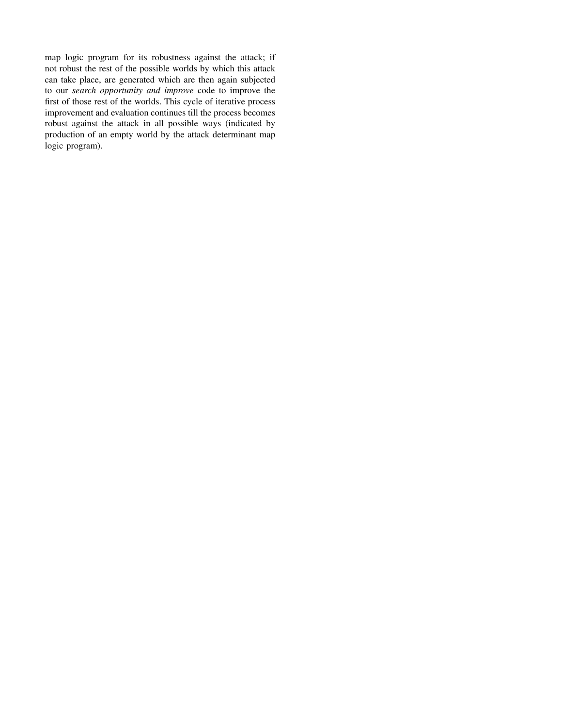map logic program for its robustness against the attack; if not robust the rest of the possible worlds by which this attack can take place, are generated which are then again subjected to our *search opportunity and improve* code to improve the first of those rest of the worlds. This cycle of iterative process improvement and evaluation continues till the process becomes robust against the attack in all possible ways (indicated by production of an empty world by the attack determinant map logic program).